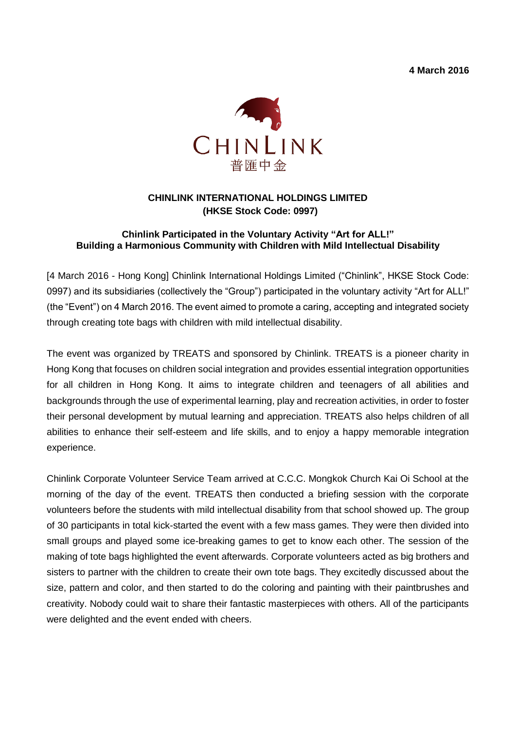**4 March 2016**

CHINLINK
普匯中金

# CHINLINK INTERNATIONAL HOLDINGS LIMITED
**(HKSE Stock Code: 0997)**

## Chinlink Participated in the Voluntary Activity "Art for ALL!" Building a Harmonious Community with Children with Mild Intellectual Disability

[4 March 2016 - Hong Kong] Chinlink International Holdings Limited ("Chinlink", HKSE Stock Code: 0997) and its subsidiaries (collectively the "Group") participated in the voluntary activity "Art for ALL!" (the "Event") on 4 March 2016. The event aimed to promote a caring, accepting and integrated society through creating tote bags with children with mild intellectual disability.

The event was organized by TREATS and sponsored by Chinlink. TREATS is a pioneer charity in Hong Kong that focuses on children social integration and provides essential integration opportunities for all children in Hong Kong. It aims to integrate children and teenagers of all abilities and backgrounds through the use of experimental learning, play and recreation activities, in order to foster their personal development by mutual learning and appreciation. TREATS also helps children of all abilities to enhance their self-esteem and life skills, and to enjoy a happy memorable integration experience.

Chinlink Corporate Volunteer Service Team arrived at C.C.C. Mongkok Church Kai Oi School at the morning of the day of the event. TREATS then conducted a briefing session with the corporate volunteers before the students with mild intellectual disability from that school showed up. The group of 30 participants in total kick-started the event with a few mass games. They were then divided into small groups and played some ice-breaking games to get to know each other. The session of the making of tote bags highlighted the event afterwards. Corporate volunteers acted as big brothers and sisters to partner with the children to create their own tote bags. They excitedly discussed about the size, pattern and color, and then started to do the coloring and painting with their paintbrushes and creativity. Nobody could wait to share their fantastic masterpieces with others. All of the participants were delighted and the event ended with cheers.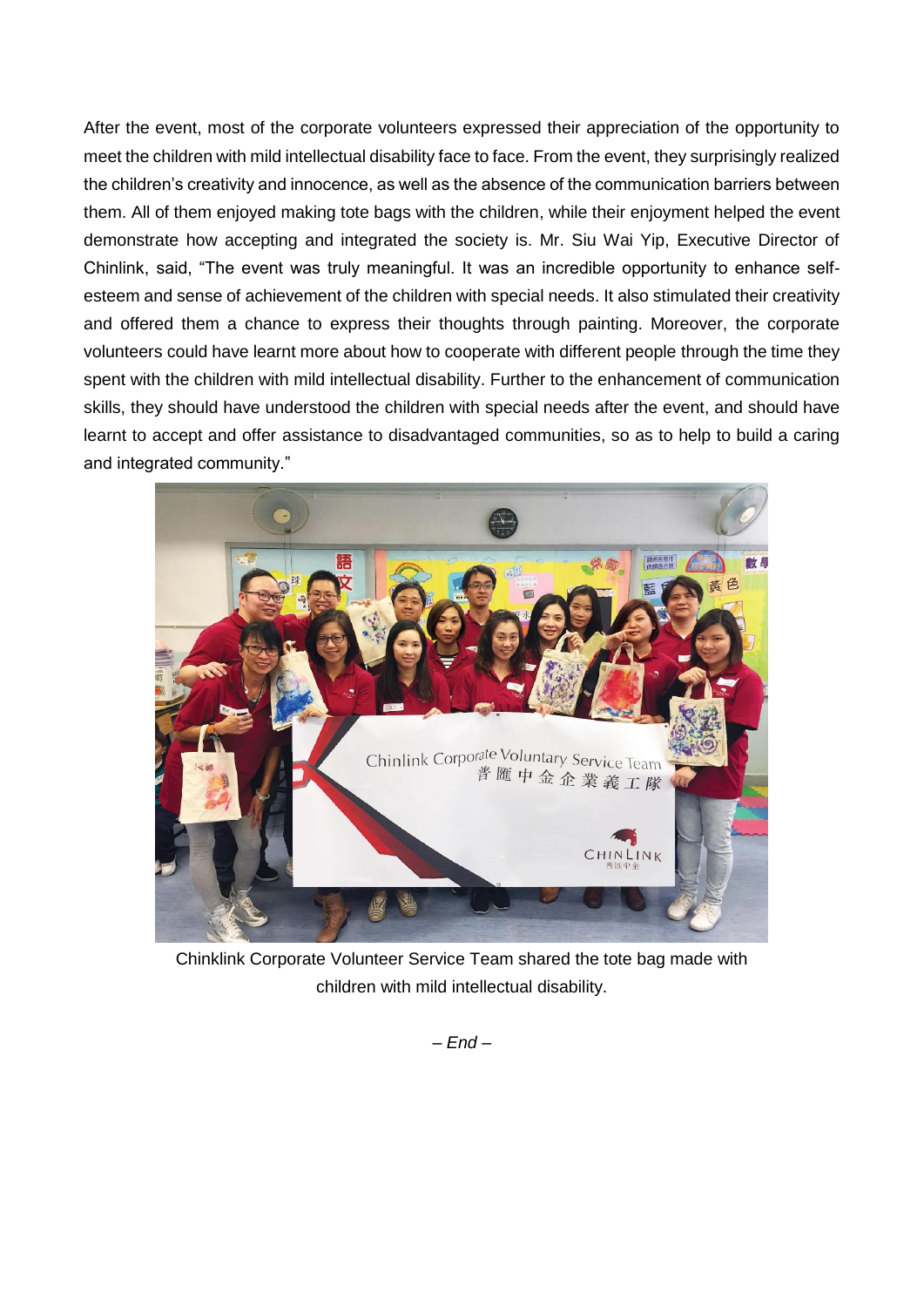After the event, most of the corporate volunteers expressed their appreciation of the opportunity to meet the children with mild intellectual disability face to face. From the event, they surprisingly realized the children's creativity and innocence, as well as the absence of the communication barriers between them. All of them enjoyed making tote bags with the children, while their enjoyment helped the event demonstrate how accepting and integrated the society is. Mr. Siu Wai Yip, Executive Director of Chinlink, said, "The event was truly meaningful. It was an incredible opportunity to enhance self-esteem and sense of achievement of the children with special needs. It also stimulated their creativity and offered them a chance to express their thoughts through painting. Moreover, the corporate volunteers could have learnt more about how to cooperate with different people through the time they spent with the children with mild intellectual disability. Further to the enhancement of communication skills, they should have understood the children with special needs after the event, and should have learnt to accept and offer assistance to disadvantaged communities, so as to help to build a caring and integrated community."

Chinklink Corporate Volunteer Service Team shared the tote bag made with children with mild intellectual disability.

*– End –*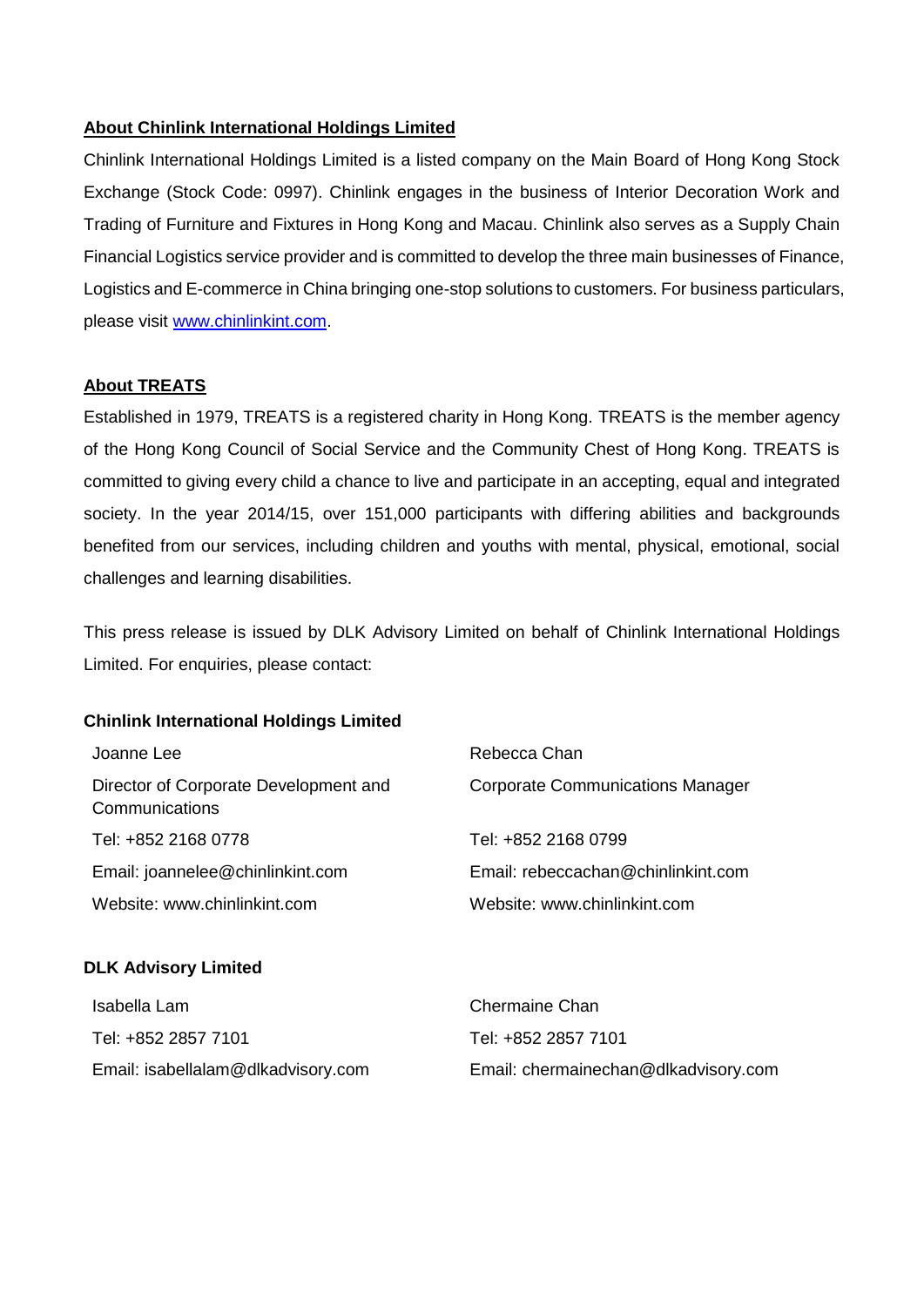**About Chinlink International Holdings Limited**

Chinlink International Holdings Limited is a listed company on the Main Board of Hong Kong Stock Exchange (Stock Code: 0997). Chinlink engages in the business of Interior Decoration Work and Trading of Furniture and Fixtures in Hong Kong and Macau. Chinlink also serves as a Supply Chain Financial Logistics service provider and is committed to develop the three main businesses of Finance, Logistics and E-commerce in China bringing one-stop solutions to customers. For business particulars, please visit [www.chinlinkint.com](http://www.chinlinkint.com).

**About TREATS**

Established in 1979, TREATS is a registered charity in Hong Kong. TREATS is the member agency of the Hong Kong Council of Social Service and the Community Chest of Hong Kong. TREATS is committed to giving every child a chance to live and participate in an accepting, equal and integrated society. In the year 2014/15, over 151,000 participants with differing abilities and backgrounds benefited from our services, including children and youths with mental, physical, emotional, social challenges and learning disabilities.

This press release is issued by DLK Advisory Limited on behalf of Chinlink International Holdings Limited. For enquiries, please contact:

**Chinlink International Holdings Limited**

| | |
|---|---|
| Joanne Lee | Rebecca Chan |
| Director of Corporate Development and Communications | Corporate Communications Manager |
| Tel: +852 2168 0778 | Tel: +852 2168 0799 |
| Email: joannelee@chinlinkint.com | Email: rebeccachan@chinlinkint.com |
| Website: www.chinlinkint.com | Website: www.chinlinkint.com |

**DLK Advisory Limited**

| | |
|---|---|
| Isabella Lam | Chermaine Chan |
| Tel: +852 2857 7101 | Tel: +852 2857 7101 |
| Email: isabellalam@dlkadvisory.com | Email: chermainechan@dlkadvisory.com |